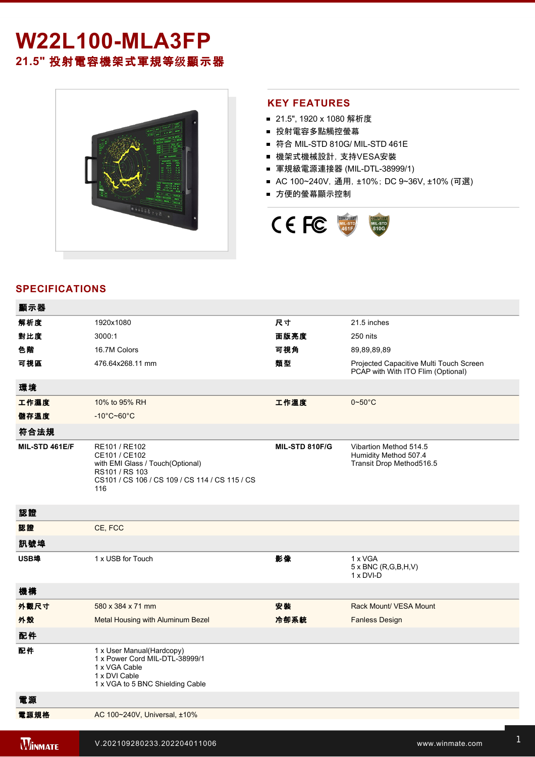# W22L100-MLA3FP

## 21.5" 投射電容機架式軍規等级顯示器

## KEY FEATURES

- 21.5", 1920 x 1080 解析度
- 投射電容多點觸控螢幕
- 符合 MIL-STD 810G/ MIL-STD 461E
- 機架式機械設計，支持VESA安裝
- 軍規級電源連接器 (MIL-DTL-38999/1)
- AC 100~240V，通用，±10%；DC 9~36V, ±10% (可選)
- 方便的螢幕顯示控制

## SPECIFICATIONS

| 顯示器 | | | |
|---|---|---|---|
| 解析度 | 1920x1080 | 尺寸 | 21.5 inches |
| 對比度 | 3000:1 | 面版亮度 | 250 nits |
| 色階 | 16.7M Colors | 可視角 | 89,89,89,89 |
| 可視區 | 476.64x268.11 mm | 類型 | Projected Capacitive Multi Touch Screen<br>PCAP with With ITO Flim (Optional) |
| **環境** | | | |
| 工作濕度 | 10% to 95% RH | 工作溫度 | 0~50°C |
| 儲存溫度 | -10°C~60°C | | |
| **符合法規** | | | |
| MIL-STD 461E/F | RE101 / RE102<br>CE101 / CE102<br>with EMI Glass / Touch(Optional)<br>RS101 / RS 103<br>CS101 / CS 106 / CS 109 / CS 114 / CS 115 / CS 116 | MIL-STD 810F/G | Vibartion Method 514.5<br>Humidity Method 507.4<br>Transit Drop Method516.5 |
| **認證** | | | |
| 認證 | CE, FCC | | |
| **訊號埠** | | | |
| USB埠 | 1 x USB for Touch | 影像 | 1 x VGA<br>5 x BNC (R,G,B,H,V)<br>1 x DVI-D |
| **機構** | | | |
| 外觀尺寸 | 580 x 384 x 71 mm | 安裝 | Rack Mount/ VESA Mount |
| 外殼 | Metal Housing with Aluminum Bezel | 冷卻系統 | Fanless Design |
| **配件** | | | |
| 配件 | 1 x User Manual(Hardcopy)<br>1 x Power Cord MIL-DTL-38999/1<br>1 x VGA Cable<br>1 x DVI Cable<br>1 x VGA to 5 BNC Shielding Cable | | |
| **電源** | | | |
| 電源規格 | AC 100~240V, Universal, ±10% | | |

V.202109280233.202204011006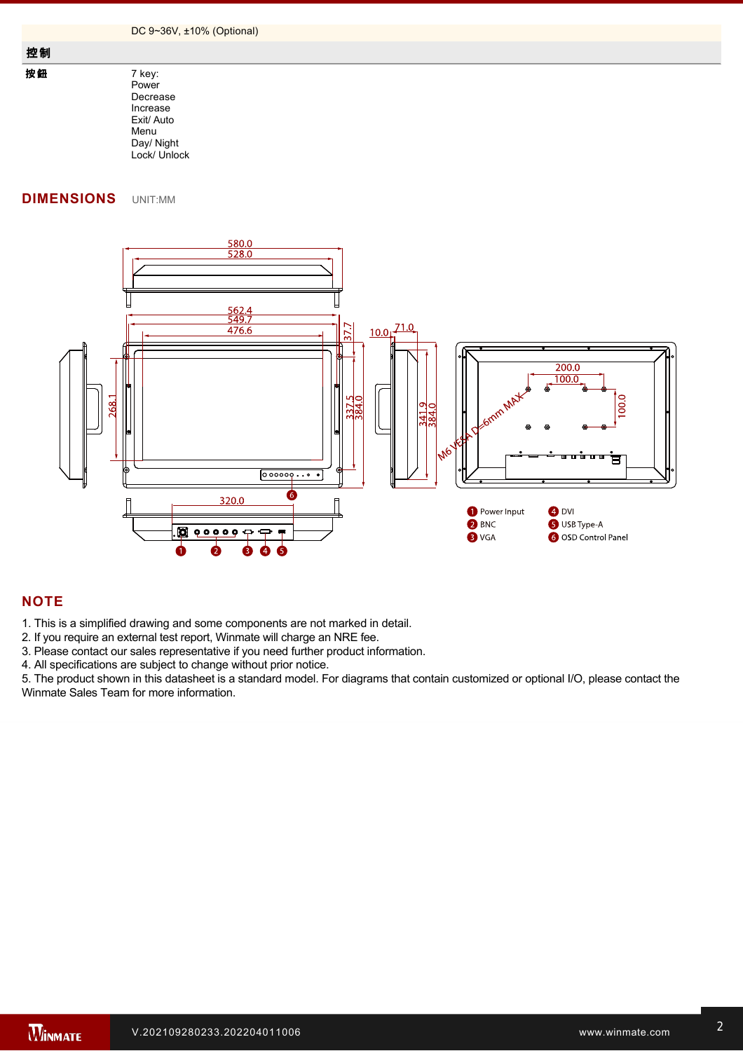| | |
|---|---|
| | DC 9~36V, ±10% (Optional) |
| **控制** | |
| **按鈕** | 7 key:<br>Power<br>Decrease<br>Increase<br>Exit/ Auto<br>Menu<br>Day/ Night<br>Lock/ Unlock |

## DIMENSIONS UNIT:MM

580.0
528.0
562.4
549.7
476.6
37.7
10.0
71.0
268.1
337.5
384.0
341.9
384.0
200.0
100.0
100.0
M6 VESA D=6mm MAX
320.0

1 Power Input
2 BNC
3 VGA
4 DVI
5 USB Type-A
6 OSD Control Panel

## NOTE

1. This is a simplified drawing and some components are not marked in detail.
2. If you require an external test report, Winmate will charge an NRE fee.
3. Please contact our sales representative if you need further product information.
4. All specifications are subject to change without prior notice.
5. The product shown in this datasheet is a standard model. For diagrams that contain customized or optional I/O, please contact the Winmate Sales Team for more information.